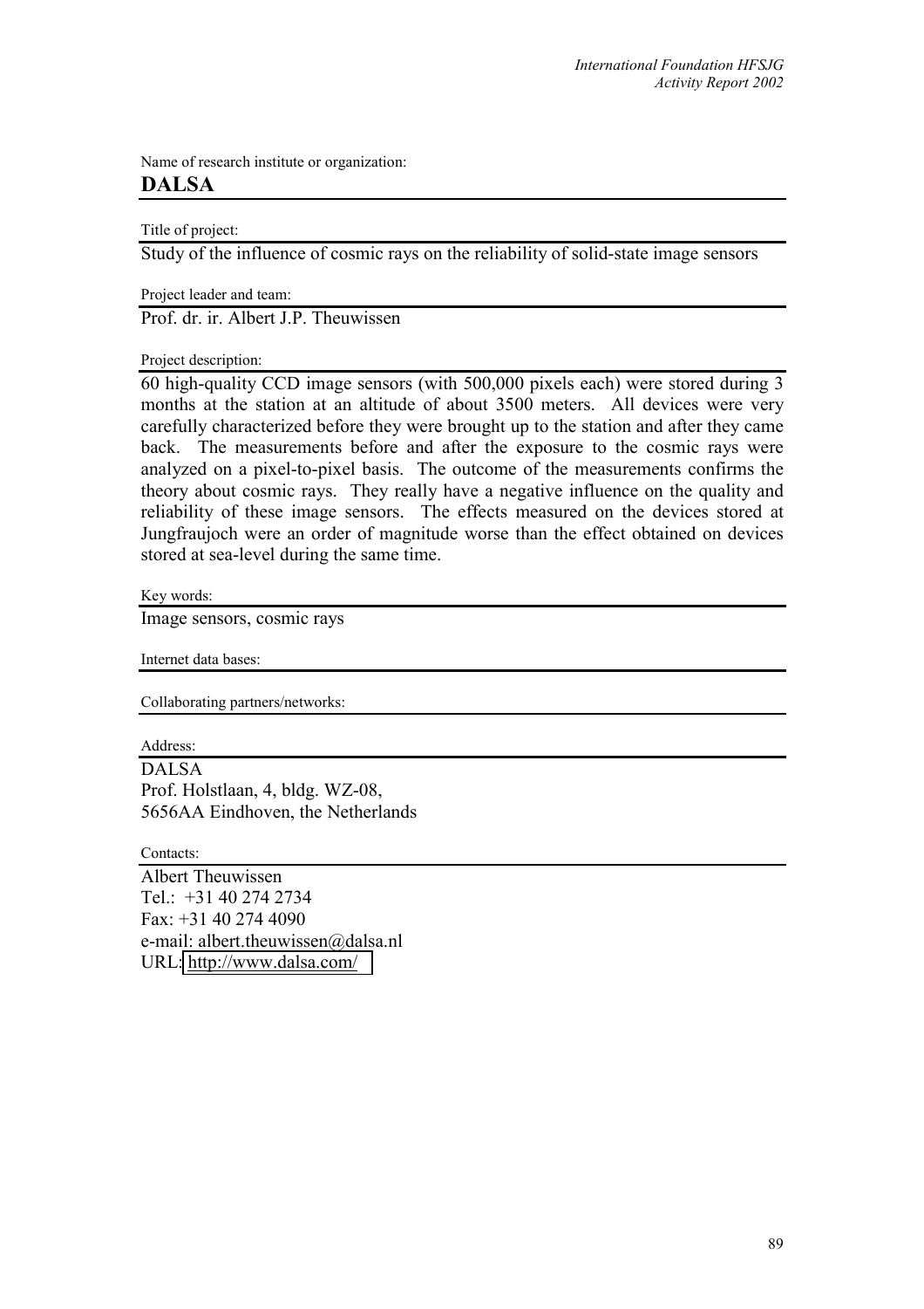Name of research institute or organization:

# DALSA

Title of project:

Study of the influence of cosmic rays on the reliability of solid-state image sensors

Project leader and team:

Prof. dr. ir. Albert J.P. Theuwissen

Project description:

60 high-quality CCD image sensors (with 500,000 pixels each) were stored during 3 months at the station at an altitude of about 3500 meters. All devices were very carefully characterized before they were brought up to the station and after they came back. The measurements before and after the exposure to the cosmic rays were analyzed on a pixel-to-pixel basis. The outcome of the measurements confirms the theory about cosmic rays. They really have a negative influence on the quality and reliability of these image sensors. The effects measured on the devices stored at Jungfraujoch were an order of magnitude worse than the effect obtained on devices stored at sea-level during the same time.

Key words:

Image sensors, cosmic rays

Internet data bases:

Collaborating partners/networks:

Address:

DALSA  
Prof. Holstlaan, 4, bldg. WZ-08,  
5656AA Eindhoven, the Netherlands

Contacts:

Albert Theuwissen  
Tel.: +31 40 274 2734  
Fax: +31 40 274 4090  
e-mail: albert.theuwissen@dalsa.nl  
URL: http://www.dalsa.com/